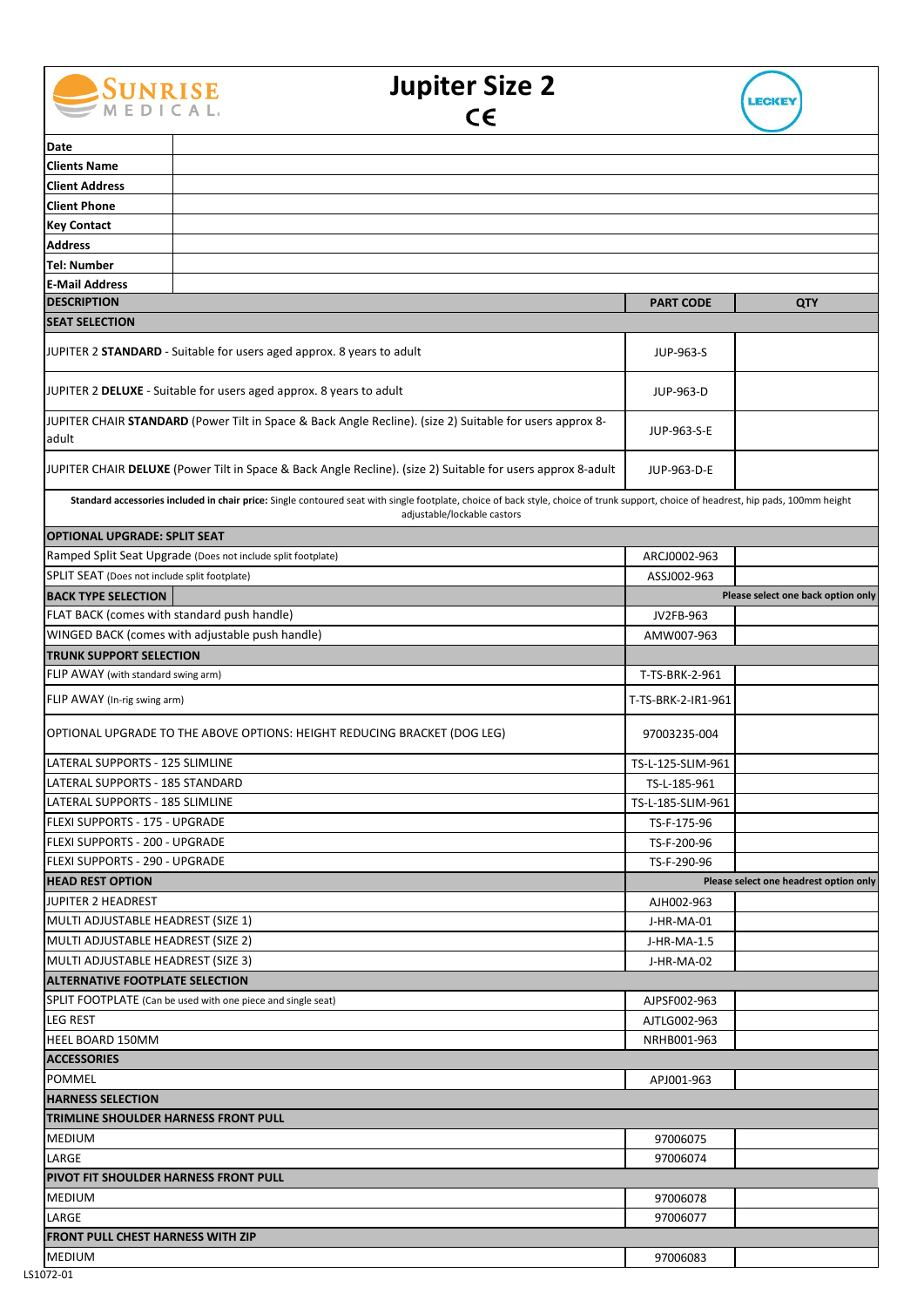# Jupiter Size 2

CE

SUNRISE MEDICAL

LECKEY

| | |
|---|---|
| **Date** | |
| **Clients Name** | |
| **Client Address** | |
| **Client Phone** | |
| **Key Contact** | |
| **Address** | |
| **Tel: Number** | |
| **E-Mail Address** | |

| DESCRIPTION | PART CODE | QTY |
|---|---|---|
| **SEAT SELECTION** | | |
| JUPITER 2 **STANDARD** - Suitable for users aged approx. 8 years to adult | JUP-963-S | |
| JUPITER 2 **DELUXE** - Suitable for users aged approx. 8 years to adult | JUP-963-D | |
| JUPITER CHAIR **STANDARD** (Power Tilt in Space & Back Angle Recline). (size 2) Suitable for users approx 8-adult | JUP-963-S-E | |
| JUPITER CHAIR **DELUXE** (Power Tilt in Space & Back Angle Recline). (size 2) Suitable for users approx 8-adult | JUP-963-D-E | |
| **Standard accessories included in chair price:** Single contoured seat with single footplate, choice of back style, choice of trunk support, choice of headrest, hip pads, 100mm height adjustable/lockable castors | | |
| **OPTIONAL UPGRADE: SPLIT SEAT** | | |
| Ramped Split Seat Upgrade (Does not include split footplate) | ARCJ0002-963 | |
| SPLIT SEAT (Does not include split footplate) | ASSJ002-963 | |
| **BACK TYPE SELECTION** | **Please select one back option only** | |
| FLAT BACK (comes with standard push handle) | JV2FB-963 | |
| WINGED BACK (comes with adjustable push handle) | AMW007-963 | |
| **TRUNK SUPPORT SELECTION** | | |
| FLIP AWAY (with standard swing arm) | T-TS-BRK-2-961 | |
| FLIP AWAY (In-rig swing arm) | T-TS-BRK-2-IR1-961 | |
| OPTIONAL UPGRADE TO THE ABOVE OPTIONS: HEIGHT REDUCING BRACKET (DOG LEG) | 97003235-004 | |
| LATERAL SUPPORTS - 125 SLIMLINE | TS-L-125-SLIM-961 | |
| LATERAL SUPPORTS - 185 STANDARD | TS-L-185-961 | |
| LATERAL SUPPORTS - 185 SLIMLINE | TS-L-185-SLIM-961 | |
| FLEXI SUPPORTS - 175 - UPGRADE | TS-F-175-96 | |
| FLEXI SUPPORTS - 200 - UPGRADE | TS-F-200-96 | |
| FLEXI SUPPORTS - 290 - UPGRADE | TS-F-290-96 | |
| **HEAD REST OPTION** | **Please select one headrest option only** | |
| JUPITER 2 HEADREST | AJH002-963 | |
| MULTI ADJUSTABLE HEADREST (SIZE 1) | J-HR-MA-01 | |
| MULTI ADJUSTABLE HEADREST (SIZE 2) | J-HR-MA-1.5 | |
| MULTI ADJUSTABLE HEADREST (SIZE 3) | J-HR-MA-02 | |
| **ALTERNATIVE FOOTPLATE SELECTION** | | |
| SPLIT FOOTPLATE (Can be used with one piece and single seat) | AJPSF002-963 | |
| LEG REST | AJTLG002-963 | |
| HEEL BOARD 150MM | NRHB001-963 | |
| **ACCESSORIES** | | |
| POMMEL | APJ001-963 | |
| **HARNESS SELECTION** | | |
| **TRIMLINE SHOULDER HARNESS FRONT PULL** | | |
| MEDIUM | 97006075 | |
| LARGE | 97006074 | |
| **PIVOT FIT SHOULDER HARNESS FRONT PULL** | | |
| MEDIUM | 97006078 | |
| LARGE | 97006077 | |
| **FRONT PULL CHEST HARNESS WITH ZIP** | | |
| MEDIUM | 97006083 | |

LS1072-01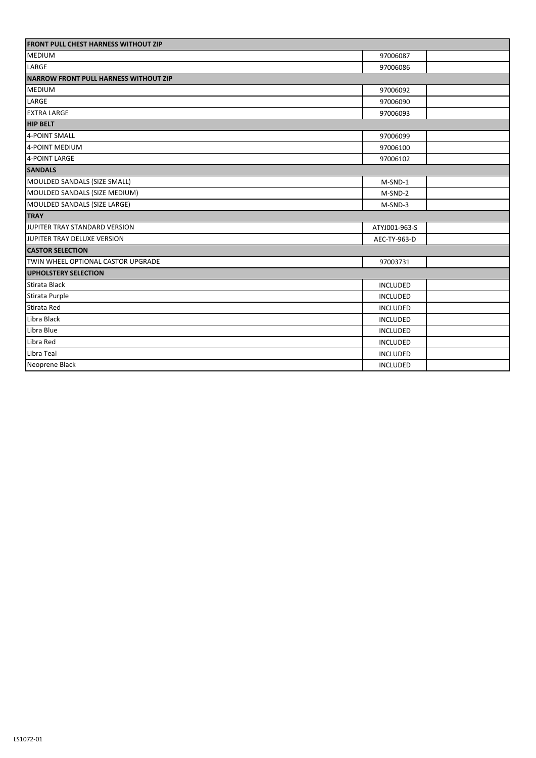| | | |
|---|---|---|
| **FRONT PULL CHEST HARNESS WITHOUT ZIP** | | |
| MEDIUM | 97006087 | |
| LARGE | 97006086 | |
| **NARROW FRONT PULL HARNESS WITHOUT ZIP** | | |
| MEDIUM | 97006092 | |
| LARGE | 97006090 | |
| EXTRA LARGE | 97006093 | |
| **HIP BELT** | | |
| 4-POINT SMALL | 97006099 | |
| 4-POINT MEDIUM | 97006100 | |
| 4-POINT LARGE | 97006102 | |
| **SANDALS** | | |
| MOULDED SANDALS (SIZE SMALL) | M-SND-1 | |
| MOULDED SANDALS (SIZE MEDIUM) | M-SND-2 | |
| MOULDED SANDALS (SIZE LARGE) | M-SND-3 | |
| **TRAY** | | |
| JUPITER TRAY STANDARD VERSION | ATYJ001-963-S | |
| JUPITER TRAY DELUXE VERSION | AEC-TY-963-D | |
| **CASTOR SELECTION** | | |
| TWIN WHEEL OPTIONAL CASTOR UPGRADE | 97003731 | |
| **UPHOLSTERY SELECTION** | | |
| Stirata Black | INCLUDED | |
| Stirata Purple | INCLUDED | |
| Stirata Red | INCLUDED | |
| Libra Black | INCLUDED | |
| Libra Blue | INCLUDED | |
| Libra Red | INCLUDED | |
| Libra Teal | INCLUDED | |
| Neoprene Black | INCLUDED | |

LS1072-01